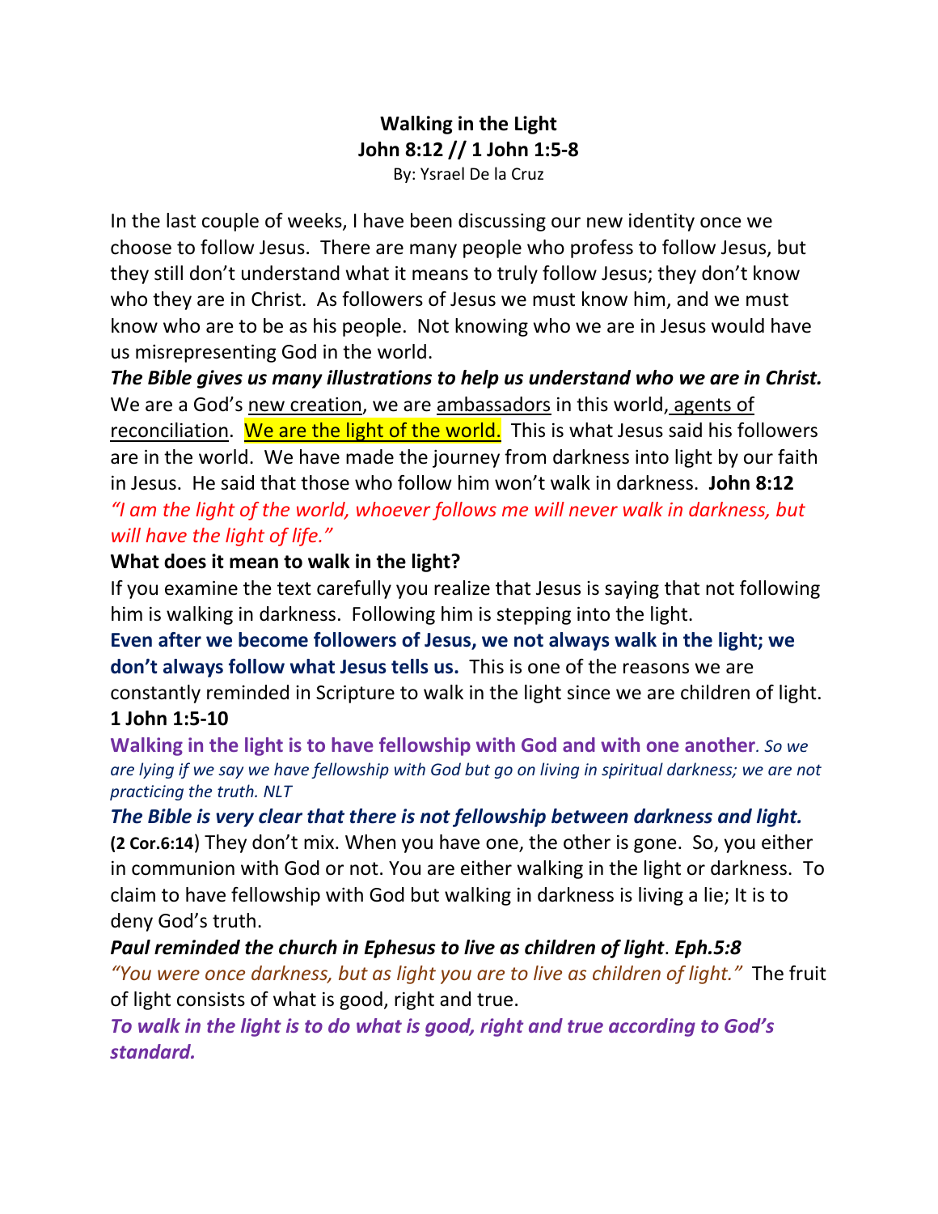# Walking in the Light
## John 8:12 // 1 John 1:5-8

By: Ysrael De la Cruz

In the last couple of weeks, I have been discussing our new identity once we choose to follow Jesus. There are many people who profess to follow Jesus, but they still don't understand what it means to truly follow Jesus; they don't know who they are in Christ. As followers of Jesus we must know him, and we must know who are to be as his people. Not knowing who we are in Jesus would have us misrepresenting God in the world.

***The Bible gives us many illustrations to help us understand who we are in Christ.*** We are a God's new creation, we are ambassadors in this world, agents of reconciliation. We are the light of the world. This is what Jesus said his followers are in the world. We have made the journey from darkness into light by our faith in Jesus. He said that those who follow him won't walk in darkness. **John 8:12** *"I am the light of the world, whoever follows me will never walk in darkness, but will have the light of life."*

**What does it mean to walk in the light?**

If you examine the text carefully you realize that Jesus is saying that not following him is walking in darkness. Following him is stepping into the light.

**Even after we become followers of Jesus, we not always walk in the light; we don't always follow what Jesus tells us.** This is one of the reasons we are constantly reminded in Scripture to walk in the light since we are children of light.

**1 John 1:5-10**

**Walking in the light is to have fellowship with God and with one another**. *So we are lying if we say we have fellowship with God but go on living in spiritual darkness; we are not practicing the truth. NLT*

***The Bible is very clear that there is not fellowship between darkness and light.*** (**2 Cor.6:14**) They don't mix. When you have one, the other is gone. So, you either in communion with God or not. You are either walking in the light or darkness. To claim to have fellowship with God but walking in darkness is living a lie; It is to deny God's truth.

***Paul reminded the church in Ephesus to live as children of light**. **Eph.5:8***

*"You were once darkness, but as light you are to live as children of light."* The fruit of light consists of what is good, right and true.

***To walk in the light is to do what is good, right and true according to God's standard.***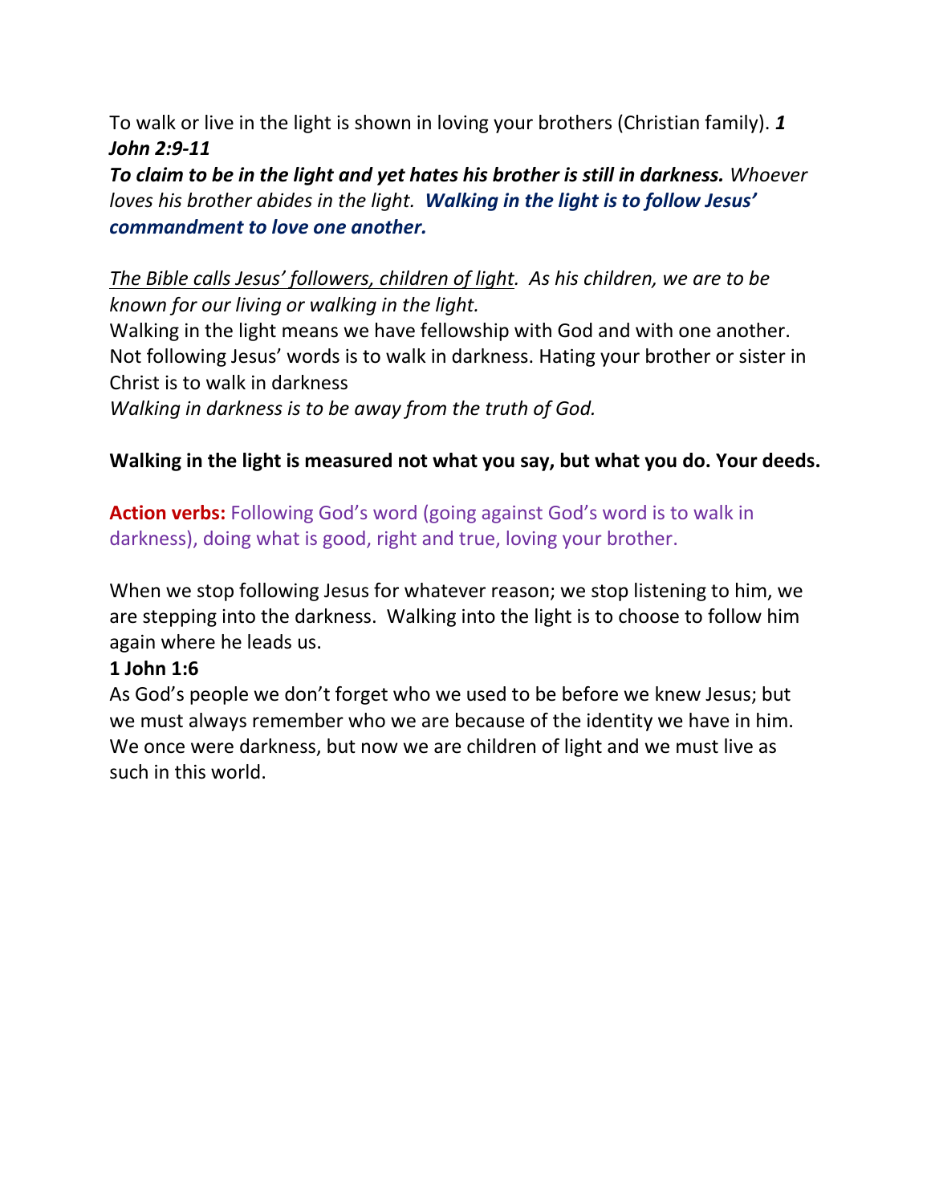To walk or live in the light is shown in loving your brothers (Christian family). ***1 John 2:9-11***

***To claim to be in the light and yet hates his brother is still in darkness.*** *Whoever loves his brother abides in the light.* ***Walking in the light is to follow Jesus' commandment to love one another.***

*The Bible calls Jesus' followers, children of light. As his children, we are to be known for our living or walking in the light.*

Walking in the light means we have fellowship with God and with one another. Not following Jesus' words is to walk in darkness. Hating your brother or sister in Christ is to walk in darkness

*Walking in darkness is to be away from the truth of God.*

**Walking in the light is measured not what you say, but what you do. Your deeds.**

**Action verbs:** Following God's word (going against God's word is to walk in darkness), doing what is good, right and true, loving your brother.

When we stop following Jesus for whatever reason; we stop listening to him, we are stepping into the darkness. Walking into the light is to choose to follow him again where he leads us.

**1 John 1:6**

As God's people we don't forget who we used to be before we knew Jesus; but we must always remember who we are because of the identity we have in him. We once were darkness, but now we are children of light and we must live as such in this world.